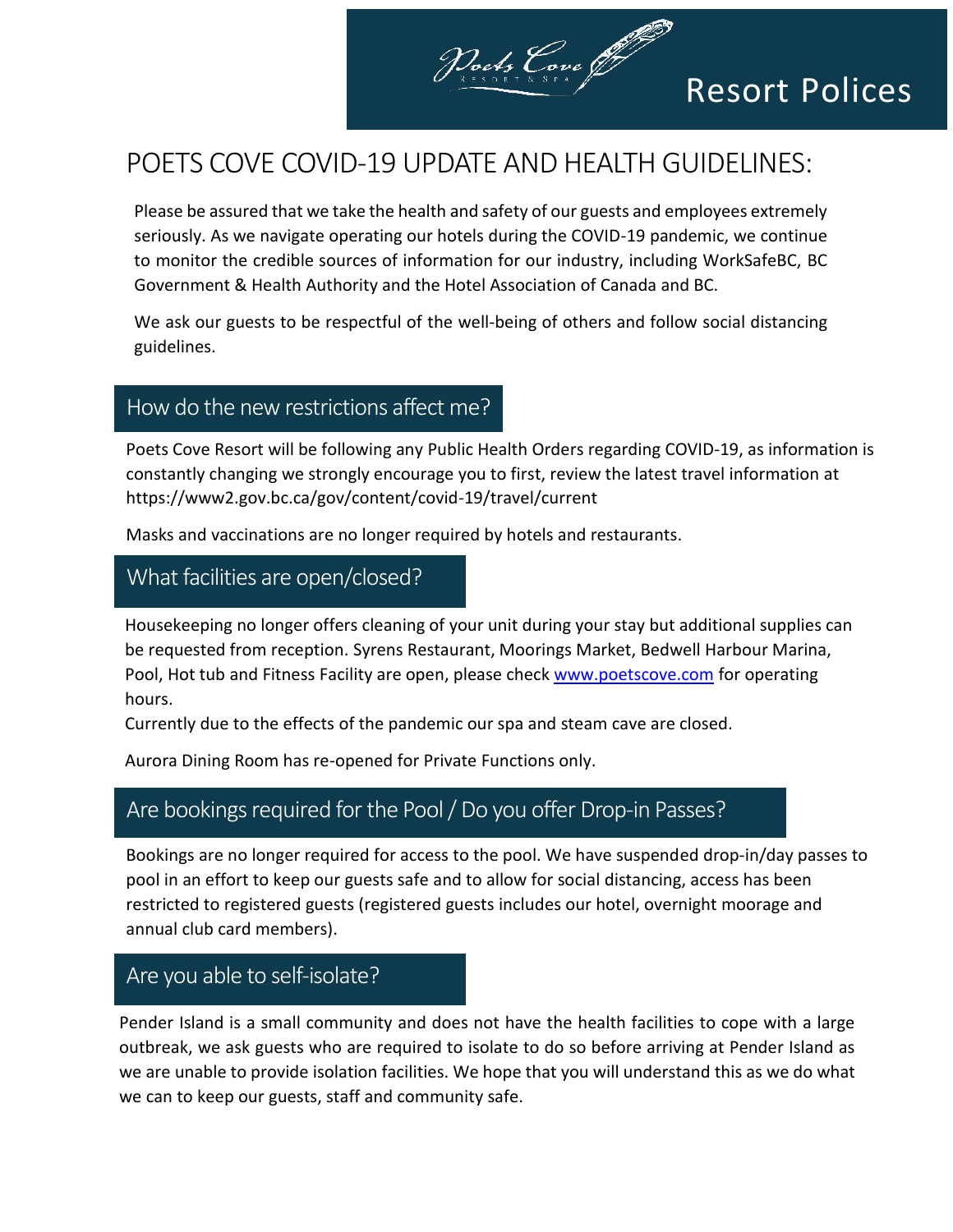Poets Cove Resort & Spa

# Resort Polices

## POETS COVE COVID-19 UPDATE AND HEALTH GUIDELINES:

Please be assured that we take the health and safety of our guests and employees extremely seriously. As we navigate operating our hotels during the COVID-19 pandemic, we continue to monitor the credible sources of information for our industry, including WorkSafeBC, BC Government & Health Authority and the Hotel Association of Canada and BC.

We ask our guests to be respectful of the well-being of others and follow social distancing guidelines.

### How do the new restrictions affect me?

Poets Cove Resort will be following any Public Health Orders regarding COVID-19, as information is constantly changing we strongly encourage you to first, review the latest travel information at https://www2.gov.bc.ca/gov/content/covid-19/travel/current

Masks and vaccinations are no longer required by hotels and restaurants.

### What facilities are open/closed?

Housekeeping no longer offers cleaning of your unit during your stay but additional supplies can be requested from reception. Syrens Restaurant, Moorings Market, Bedwell Harbour Marina, Pool, Hot tub and Fitness Facility are open, please check [www.poetscove.com](http://www.poetscove.com) for operating hours.

Currently due to the effects of the pandemic our spa and steam cave are closed.

Aurora Dining Room has re-opened for Private Functions only.

### Are bookings required for the Pool / Do you offer Drop-in Passes?

Bookings are no longer required for access to the pool. We have suspended drop-in/day passes to pool in an effort to keep our guests safe and to allow for social distancing, access has been restricted to registered guests (registered guests includes our hotel, overnight moorage and annual club card members).

### Are you able to self-isolate?

Pender Island is a small community and does not have the health facilities to cope with a large outbreak, we ask guests who are required to isolate to do so before arriving at Pender Island as we are unable to provide isolation facilities. We hope that you will understand this as we do what we can to keep our guests, staff and community safe.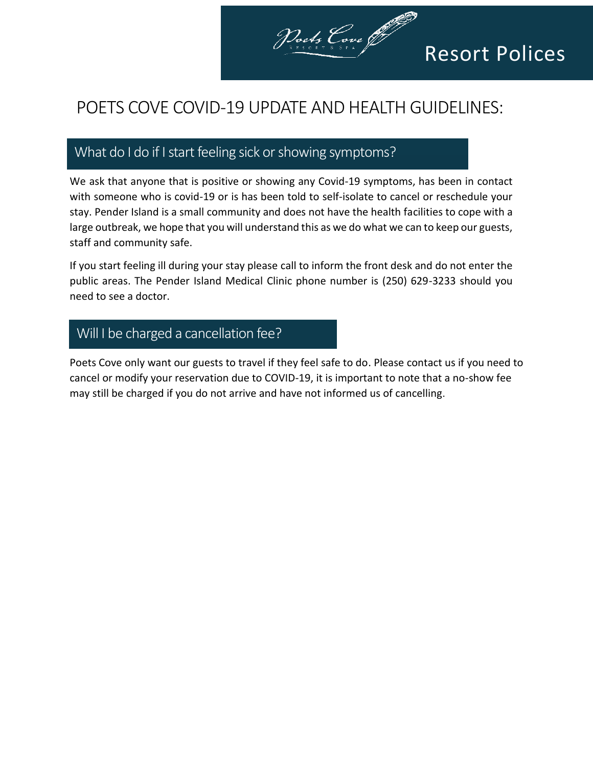Resort Polices

# POETS COVE COVID-19 UPDATE AND HEALTH GUIDELINES:

## What do I do if I start feeling sick or showing symptoms?

We ask that anyone that is positive or showing any Covid-19 symptoms, has been in contact with someone who is covid-19 or is has been told to self-isolate to cancel or reschedule your stay. Pender Island is a small community and does not have the health facilities to cope with a large outbreak, we hope that you will understand this as we do what we can to keep our guests, staff and community safe.

If you start feeling ill during your stay please call to inform the front desk and do not enter the public areas. The Pender Island Medical Clinic phone number is (250) 629-3233 should you need to see a doctor.

## Will I be charged a cancellation fee?

Poets Cove only want our guests to travel if they feel safe to do. Please contact us if you need to cancel or modify your reservation due to COVID-19, it is important to note that a no-show fee may still be charged if you do not arrive and have not informed us of cancelling.